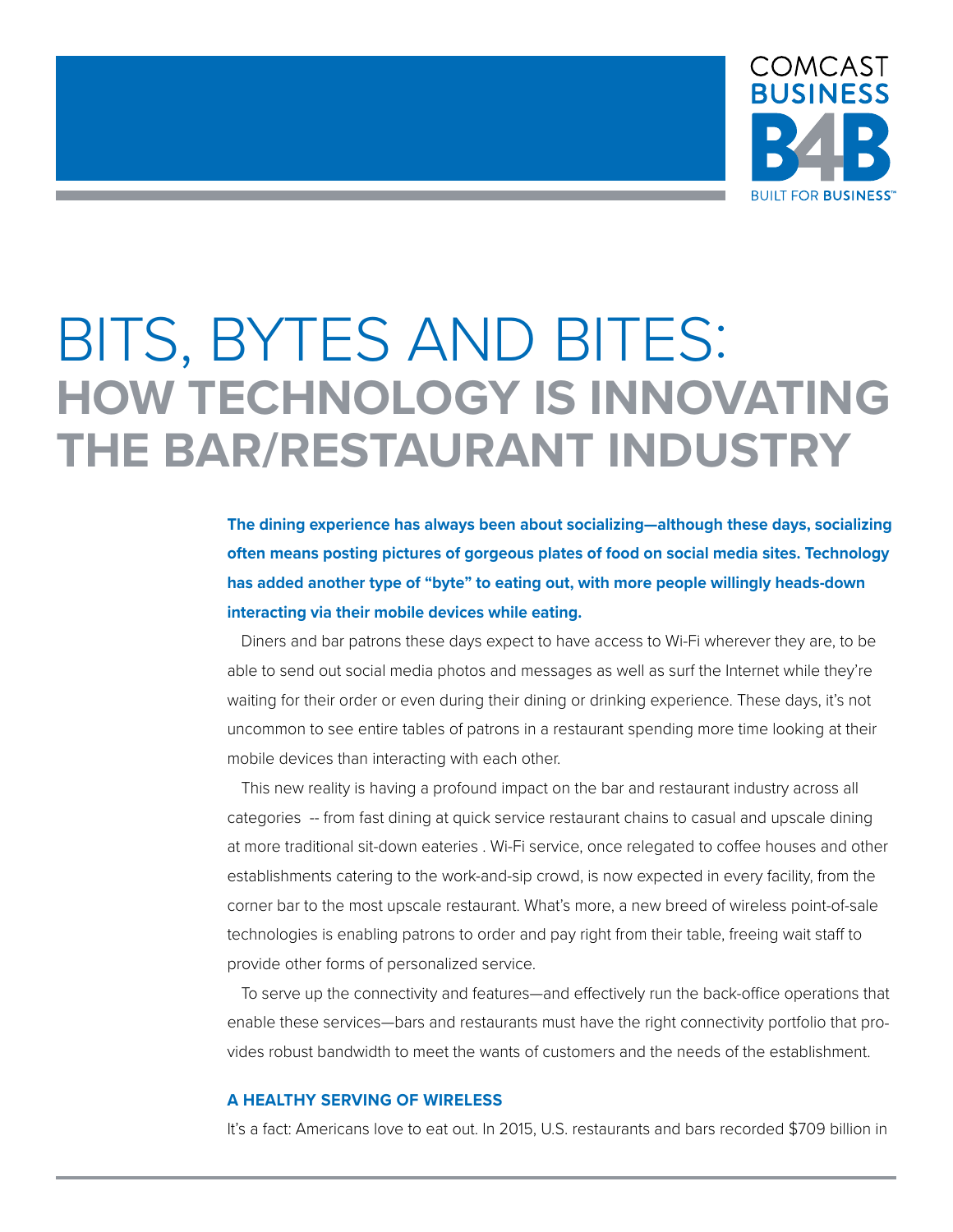COMCAST BUSINESS

B4B

BUILT FOR BUSINESS™

# BITS, BYTES AND BITES: HOW TECHNOLOGY IS INNOVATING THE BAR/RESTAURANT INDUSTRY

**The dining experience has always been about socializing—although these days, socializing often means posting pictures of gorgeous plates of food on social media sites. Technology has added another type of "byte" to eating out, with more people willingly heads-down interacting via their mobile devices while eating.**

Diners and bar patrons these days expect to have access to Wi-Fi wherever they are, to be able to send out social media photos and messages as well as surf the Internet while they're waiting for their order or even during their dining or drinking experience. These days, it's not uncommon to see entire tables of patrons in a restaurant spending more time looking at their mobile devices than interacting with each other.

This new reality is having a profound impact on the bar and restaurant industry across all categories -- from fast dining at quick service restaurant chains to casual and upscale dining at more traditional sit-down eateries . Wi-Fi service, once relegated to coffee houses and other establishments catering to the work-and-sip crowd, is now expected in every facility, from the corner bar to the most upscale restaurant. What's more, a new breed of wireless point-of-sale technologies is enabling patrons to order and pay right from their table, freeing wait staff to provide other forms of personalized service.

To serve up the connectivity and features—and effectively run the back-office operations that enable these services—bars and restaurants must have the right connectivity portfolio that provides robust bandwidth to meet the wants of customers and the needs of the establishment.

## A HEALTHY SERVING OF WIRELESS

It's a fact: Americans love to eat out. In 2015, U.S. restaurants and bars recorded $709 billion in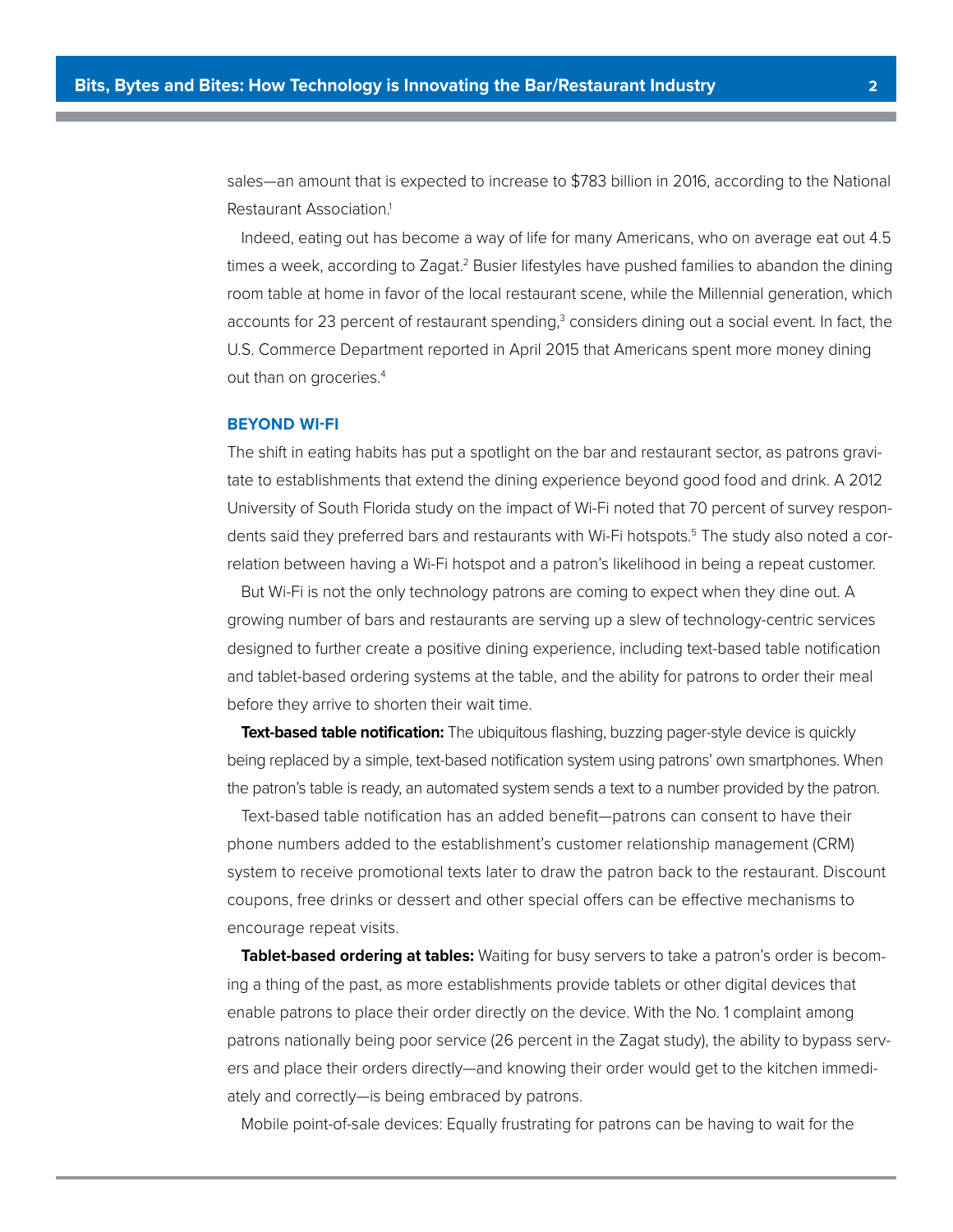sales—an amount that is expected to increase to $783 billion in 2016, according to the National Restaurant Association.[1]

Indeed, eating out has become a way of life for many Americans, who on average eat out 4.5 times a week, according to Zagat.[2] Busier lifestyles have pushed families to abandon the dining room table at home in favor of the local restaurant scene, while the Millennial generation, which accounts for 23 percent of restaurant spending,[3] considers dining out a social event. In fact, the U.S. Commerce Department reported in April 2015 that Americans spent more money dining out than on groceries.[4]

## BEYOND WI-FI

The shift in eating habits has put a spotlight on the bar and restaurant sector, as patrons gravitate to establishments that extend the dining experience beyond good food and drink. A 2012 University of South Florida study on the impact of Wi-Fi noted that 70 percent of survey respondents said they preferred bars and restaurants with Wi-Fi hotspots.[5] The study also noted a correlation between having a Wi-Fi hotspot and a patron's likelihood in being a repeat customer.

But Wi-Fi is not the only technology patrons are coming to expect when they dine out. A growing number of bars and restaurants are serving up a slew of technology-centric services designed to further create a positive dining experience, including text-based table notification and tablet-based ordering systems at the table, and the ability for patrons to order their meal before they arrive to shorten their wait time.

**Text-based table notification:** The ubiquitous flashing, buzzing pager-style device is quickly being replaced by a simple, text-based notification system using patrons' own smartphones. When the patron's table is ready, an automated system sends a text to a number provided by the patron.

Text-based table notification has an added benefit—patrons can consent to have their phone numbers added to the establishment's customer relationship management (CRM) system to receive promotional texts later to draw the patron back to the restaurant. Discount coupons, free drinks or dessert and other special offers can be effective mechanisms to encourage repeat visits.

**Tablet-based ordering at tables:** Waiting for busy servers to take a patron's order is becoming a thing of the past, as more establishments provide tablets or other digital devices that enable patrons to place their order directly on the device. With the No. 1 complaint among patrons nationally being poor service (26 percent in the Zagat study), the ability to bypass servers and place their orders directly—and knowing their order would get to the kitchen immediately and correctly—is being embraced by patrons.

Mobile point-of-sale devices: Equally frustrating for patrons can be having to wait for the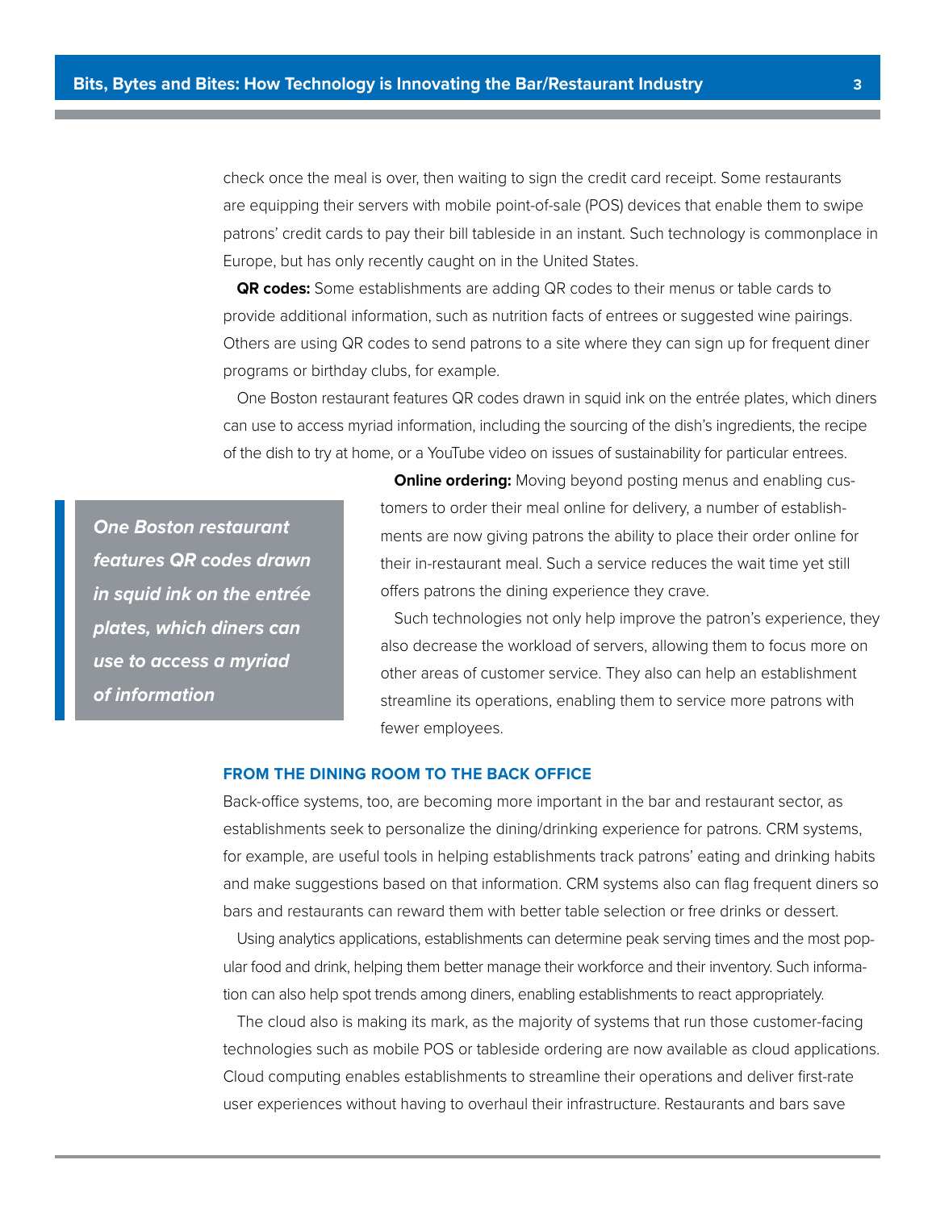check once the meal is over, then waiting to sign the credit card receipt. Some restaurants are equipping their servers with mobile point-of-sale (POS) devices that enable them to swipe patrons' credit cards to pay their bill tableside in an instant. Such technology is commonplace in Europe, but has only recently caught on in the United States.

**QR codes:** Some establishments are adding QR codes to their menus or table cards to provide additional information, such as nutrition facts of entrees or suggested wine pairings. Others are using QR codes to send patrons to a site where they can sign up for frequent diner programs or birthday clubs, for example.

One Boston restaurant features QR codes drawn in squid ink on the entrée plates, which diners can use to access myriad information, including the sourcing of the dish's ingredients, the recipe of the dish to try at home, or a YouTube video on issues of sustainability for particular entrees.

> ***One Boston restaurant features QR codes drawn in squid ink on the entrée plates, which diners can use to access a myriad of information***

**Online ordering:** Moving beyond posting menus and enabling customers to order their meal online for delivery, a number of establishments are now giving patrons the ability to place their order online for their in-restaurant meal. Such a service reduces the wait time yet still offers patrons the dining experience they crave.

Such technologies not only help improve the patron's experience, they also decrease the workload of servers, allowing them to focus more on other areas of customer service. They also can help an establishment streamline its operations, enabling them to service more patrons with fewer employees.

## FROM THE DINING ROOM TO THE BACK OFFICE

Back-office systems, too, are becoming more important in the bar and restaurant sector, as establishments seek to personalize the dining/drinking experience for patrons. CRM systems, for example, are useful tools in helping establishments track patrons' eating and drinking habits and make suggestions based on that information. CRM systems also can flag frequent diners so bars and restaurants can reward them with better table selection or free drinks or dessert.

Using analytics applications, establishments can determine peak serving times and the most popular food and drink, helping them better manage their workforce and their inventory. Such information can also help spot trends among diners, enabling establishments to react appropriately.

The cloud also is making its mark, as the majority of systems that run those customer-facing technologies such as mobile POS or tableside ordering are now available as cloud applications. Cloud computing enables establishments to streamline their operations and deliver first-rate user experiences without having to overhaul their infrastructure. Restaurants and bars save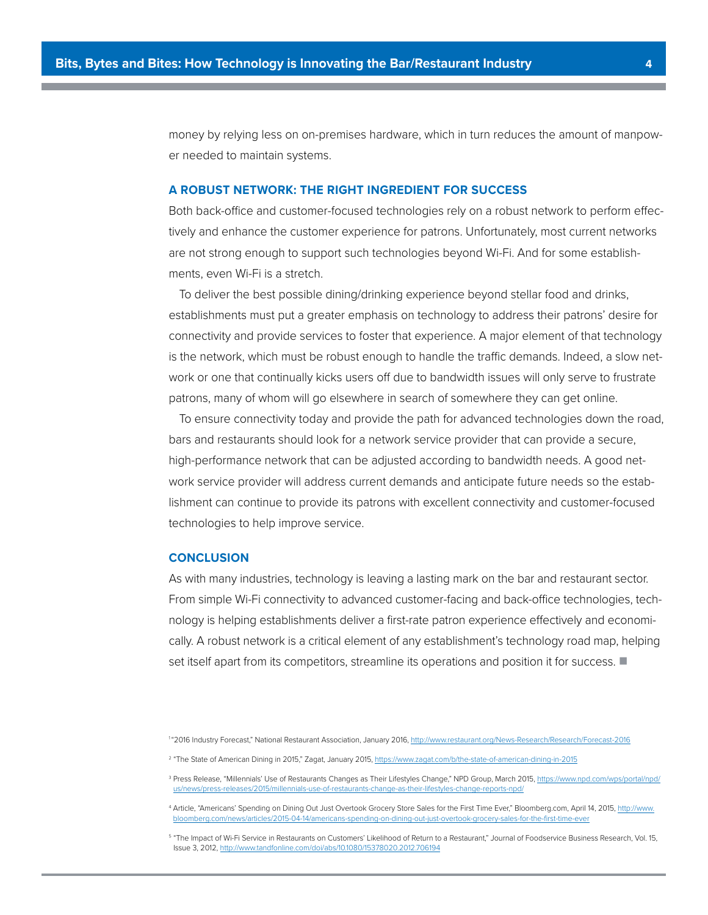money by relying less on on-premises hardware, which in turn reduces the amount of manpower needed to maintain systems.

## A ROBUST NETWORK: THE RIGHT INGREDIENT FOR SUCCESS

Both back-office and customer-focused technologies rely on a robust network to perform effectively and enhance the customer experience for patrons. Unfortunately, most current networks are not strong enough to support such technologies beyond Wi-Fi. And for some establishments, even Wi-Fi is a stretch.

To deliver the best possible dining/drinking experience beyond stellar food and drinks, establishments must put a greater emphasis on technology to address their patrons' desire for connectivity and provide services to foster that experience. A major element of that technology is the network, which must be robust enough to handle the traffic demands. Indeed, a slow network or one that continually kicks users off due to bandwidth issues will only serve to frustrate patrons, many of whom will go elsewhere in search of somewhere they can get online.

To ensure connectivity today and provide the path for advanced technologies down the road, bars and restaurants should look for a network service provider that can provide a secure, high-performance network that can be adjusted according to bandwidth needs. A good network service provider will address current demands and anticipate future needs so the establishment can continue to provide its patrons with excellent connectivity and customer-focused technologies to help improve service.

## CONCLUSION

As with many industries, technology is leaving a lasting mark on the bar and restaurant sector. From simple Wi-Fi connectivity to advanced customer-facing and back-office technologies, technology is helping establishments deliver a first-rate patron experience effectively and economically. A robust network is a critical element of any establishment's technology road map, helping set itself apart from its competitors, streamline its operations and position it for success. ■

[1] "2016 Industry Forecast," National Restaurant Association, January 2016, http://www.restaurant.org/News-Research/Research/Forecast-2016

[2] "The State of American Dining in 2015," Zagat, January 2015, https://www.zagat.com/b/the-state-of-american-dining-in-2015

[3] Press Release, "Millennials' Use of Restaurants Changes as Their Lifestyles Change," NPD Group, March 2015, https://www.npd.com/wps/portal/npd/us/news/press-releases/2015/millennials-use-of-restaurants-change-as-their-lifestyles-change-reports-npd/

[4] Article, "Americans' Spending on Dining Out Just Overtook Grocery Store Sales for the First Time Ever," Bloomberg.com, April 14, 2015, http://www.bloomberg.com/news/articles/2015-04-14/americans-spending-on-dining-out-just-overtook-grocery-sales-for-the-first-time-ever

[5] "The Impact of Wi-Fi Service in Restaurants on Customers' Likelihood of Return to a Restaurant," Journal of Foodservice Business Research, Vol. 15, Issue 3, 2012, http://www.tandfonline.com/doi/abs/10.1080/15378020.2012.706194